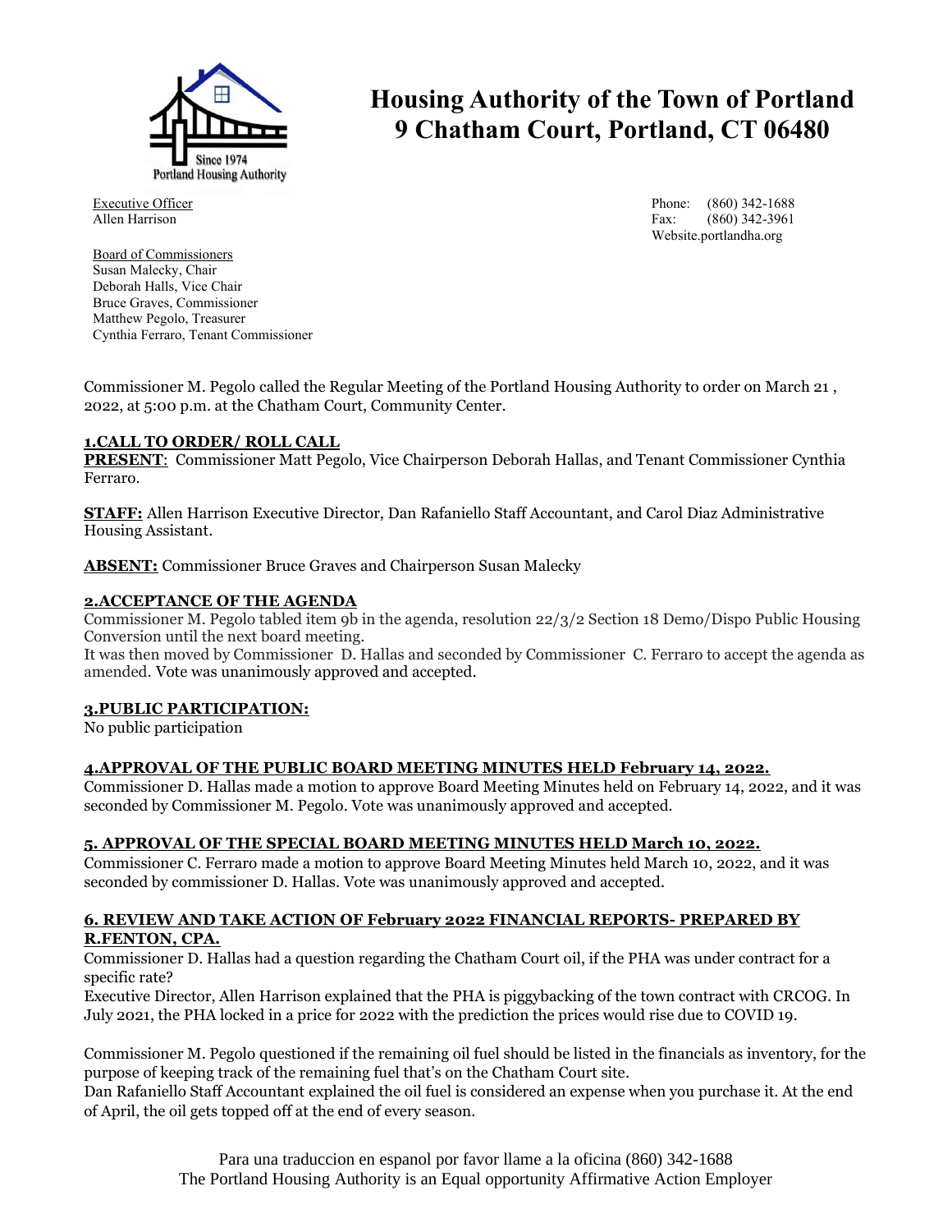# Housing Authority of the Town of Portland
# 9 Chatham Court, Portland, CT 06480

Executive Officer
Allen Harrison

Phone: (860) 342-1688
Fax: (860) 342-3961
Website.portlandha.org

Board of Commissioners
Susan Malecky, Chair
Deborah Halls, Vice Chair
Bruce Graves, Commissioner
Matthew Pegolo, Treasurer
Cynthia Ferraro, Tenant Commissioner

Commissioner M. Pegolo called the Regular Meeting of the Portland Housing Authority to order on March 21 , 2022, at 5:00 p.m. at the Chatham Court, Community Center.

**1.CALL TO ORDER/ ROLL CALL**

**PRESENT**: Commissioner Matt Pegolo, Vice Chairperson Deborah Hallas, and Tenant Commissioner Cynthia Ferraro.

**STAFF:** Allen Harrison Executive Director, Dan Rafaniello Staff Accountant, and Carol Diaz Administrative Housing Assistant.

**ABSENT:** Commissioner Bruce Graves and Chairperson Susan Malecky

**2.ACCEPTANCE OF THE AGENDA**

Commissioner M. Pegolo tabled item 9b in the agenda, resolution 22/3/2 Section 18 Demo/Dispo Public Housing Conversion until the next board meeting.

It was then moved by Commissioner D. Hallas and seconded by Commissioner C. Ferraro to accept the agenda as amended. Vote was unanimously approved and accepted.

**3.PUBLIC PARTICIPATION:**

No public participation

**4.APPROVAL OF THE PUBLIC BOARD MEETING MINUTES HELD February 14, 2022.**

Commissioner D. Hallas made a motion to approve Board Meeting Minutes held on February 14, 2022, and it was seconded by Commissioner M. Pegolo. Vote was unanimously approved and accepted.

**5. APPROVAL OF THE SPECIAL BOARD MEETING MINUTES HELD March 10, 2022.**

Commissioner C. Ferraro made a motion to approve Board Meeting Minutes held March 10, 2022, and it was seconded by commissioner D. Hallas. Vote was unanimously approved and accepted.

**6. REVIEW AND TAKE ACTION OF February 2022 FINANCIAL REPORTS- PREPARED BY R.FENTON, CPA.**

Commissioner D. Hallas had a question regarding the Chatham Court oil, if the PHA was under contract for a specific rate?

Executive Director, Allen Harrison explained that the PHA is piggybacking of the town contract with CRCOG. In July 2021, the PHA locked in a price for 2022 with the prediction the prices would rise due to COVID 19.

Commissioner M. Pegolo questioned if the remaining oil fuel should be listed in the financials as inventory, for the purpose of keeping track of the remaining fuel that's on the Chatham Court site.

Dan Rafaniello Staff Accountant explained the oil fuel is considered an expense when you purchase it. At the end of April, the oil gets topped off at the end of every season.

Para una traduccion en espanol por favor llame a la oficina (860) 342-1688
The Portland Housing Authority is an Equal opportunity Affirmative Action Employer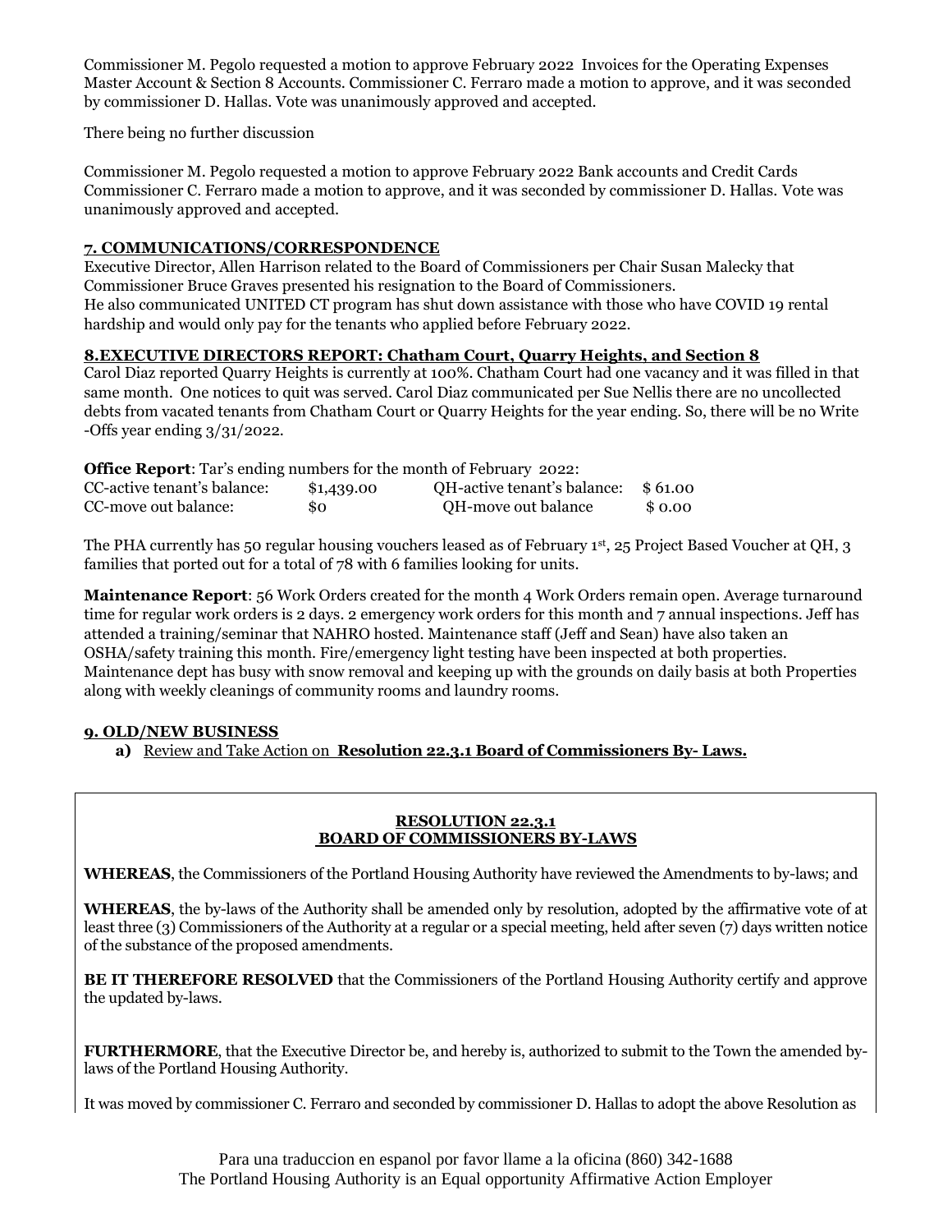Commissioner M. Pegolo requested a motion to approve February 2022 Invoices for the Operating Expenses Master Account & Section 8 Accounts. Commissioner C. Ferraro made a motion to approve, and it was seconded by commissioner D. Hallas. Vote was unanimously approved and accepted.

There being no further discussion

Commissioner M. Pegolo requested a motion to approve February 2022 Bank accounts and Credit Cards Commissioner C. Ferraro made a motion to approve, and it was seconded by commissioner D. Hallas. Vote was unanimously approved and accepted.

## 7. COMMUNICATIONS/CORRESPONDENCE

Executive Director, Allen Harrison related to the Board of Commissioners per Chair Susan Malecky that Commissioner Bruce Graves presented his resignation to the Board of Commissioners.
He also communicated UNITED CT program has shut down assistance with those who have COVID 19 rental hardship and would only pay for the tenants who applied before February 2022.

## 8.EXECUTIVE DIRECTORS REPORT: Chatham Court, Quarry Heights, and Section 8

Carol Diaz reported Quarry Heights is currently at 100%. Chatham Court had one vacancy and it was filled in that same month. One notices to quit was served. Carol Diaz communicated per Sue Nellis there are no uncollected debts from vacated tenants from Chatham Court or Quarry Heights for the year ending. So, there will be no Write -Offs year ending 3/31/2022.

**Office Report**: Tar's ending numbers for the month of February 2022:

| | | | |
|---|---|---|---|
| CC-active tenant's balance: | $1,439.00 | QH-active tenant's balance: | $ 61.00 |
| CC-move out balance: | $0 | QH-move out balance | $ 0.00 |

The PHA currently has 50 regular housing vouchers leased as of February 1st, 25 Project Based Voucher at QH, 3 families that ported out for a total of 78 with 6 families looking for units.

**Maintenance Report**: 56 Work Orders created for the month 4 Work Orders remain open. Average turnaround time for regular work orders is 2 days. 2 emergency work orders for this month and 7 annual inspections. Jeff has attended a training/seminar that NAHRO hosted. Maintenance staff (Jeff and Sean) have also taken an OSHA/safety training this month. Fire/emergency light testing have been inspected at both properties. Maintenance dept has busy with snow removal and keeping up with the grounds on daily basis at both Properties along with weekly cleanings of community rooms and laundry rooms.

## 9. OLD/NEW BUSINESS

**a)** Review and Take Action on **Resolution 22.3.1 Board of Commissioners By- Laws.**

**RESOLUTION 22.3.1**
**BOARD OF COMMISSIONERS BY-LAWS**

**WHEREAS**, the Commissioners of the Portland Housing Authority have reviewed the Amendments to by-laws; and

**WHEREAS**, the by-laws of the Authority shall be amended only by resolution, adopted by the affirmative vote of at least three (3) Commissioners of the Authority at a regular or a special meeting, held after seven (7) days written notice of the substance of the proposed amendments.

**BE IT THEREFORE RESOLVED** that the Commissioners of the Portland Housing Authority certify and approve the updated by-laws.

**FURTHERMORE**, that the Executive Director be, and hereby is, authorized to submit to the Town the amended by-laws of the Portland Housing Authority.

It was moved by commissioner C. Ferraro and seconded by commissioner D. Hallas to adopt the above Resolution as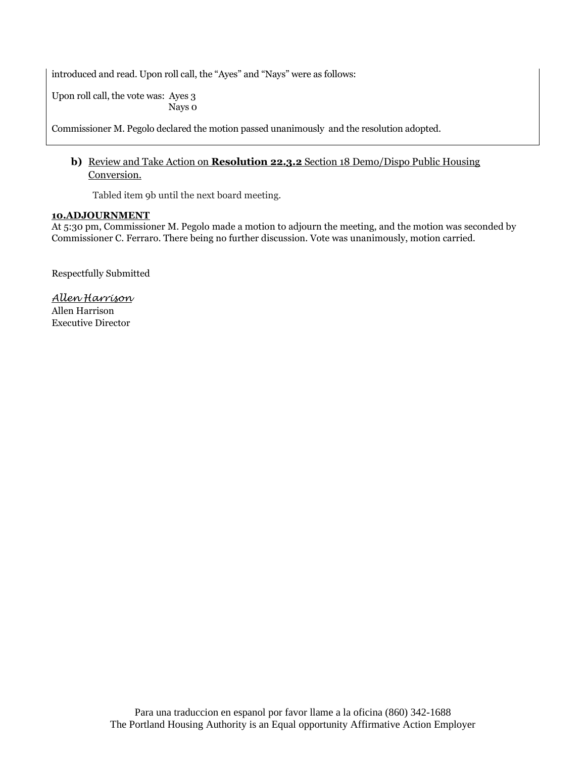introduced and read. Upon roll call, the "Ayes" and "Nays" were as follows:

Upon roll call, the vote was: Ayes 3
Nays 0

Commissioner M. Pegolo declared the motion passed unanimously and the resolution adopted.

**b)** Review and Take Action on **Resolution 22.3.2** Section 18 Demo/Dispo Public Housing Conversion.

Tabled item 9b until the next board meeting.

**10.ADJOURNMENT**

At 5:30 pm, Commissioner M. Pegolo made a motion to adjourn the meeting, and the motion was seconded by Commissioner C. Ferraro. There being no further discussion. Vote was unanimously, motion carried.

Respectfully Submitted

*Allen Harrison*
Allen Harrison
Executive Director

Para una traduccion en espanol por favor llame a la oficina (860) 342-1688
The Portland Housing Authority is an Equal opportunity Affirmative Action Employer